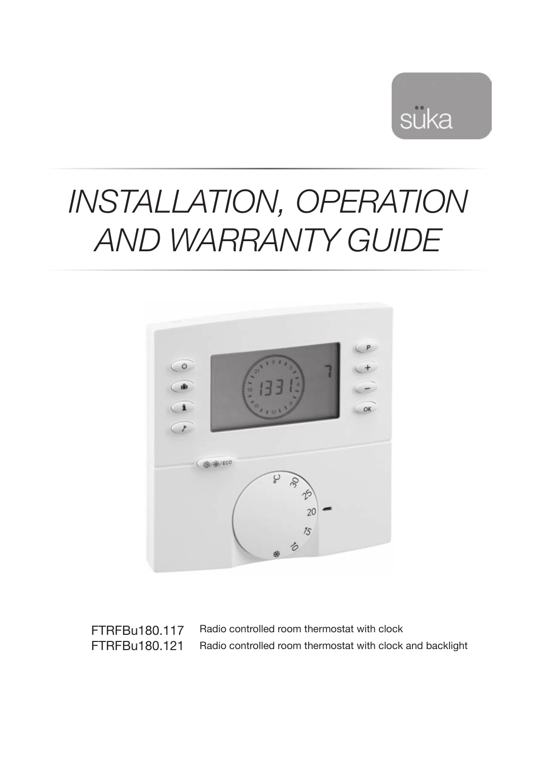süka

# INSTALLATION, OPERATION AND WARRANTY GUIDE

| | |
|---|---|
| FTRFBu180.117 | Radio controlled room thermostat with clock |
| FTRFBu180.121 | Radio controlled room thermostat with clock and backlight |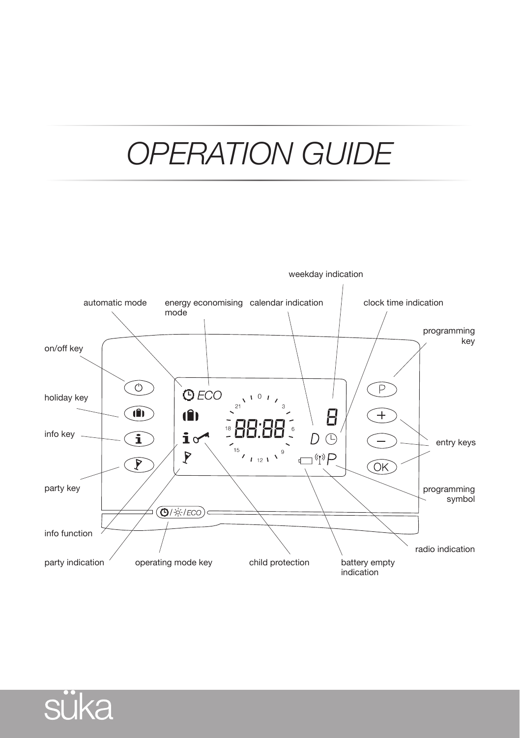# OPERATION GUIDE

weekday indication

automatic mode

energy economising mode

calendar indication

clock time indication

programming key

on/off key

holiday key

info key

entry keys

party key

programming symbol

info function

radio indication

party indication

operating mode key

child protection

battery empty indication

süka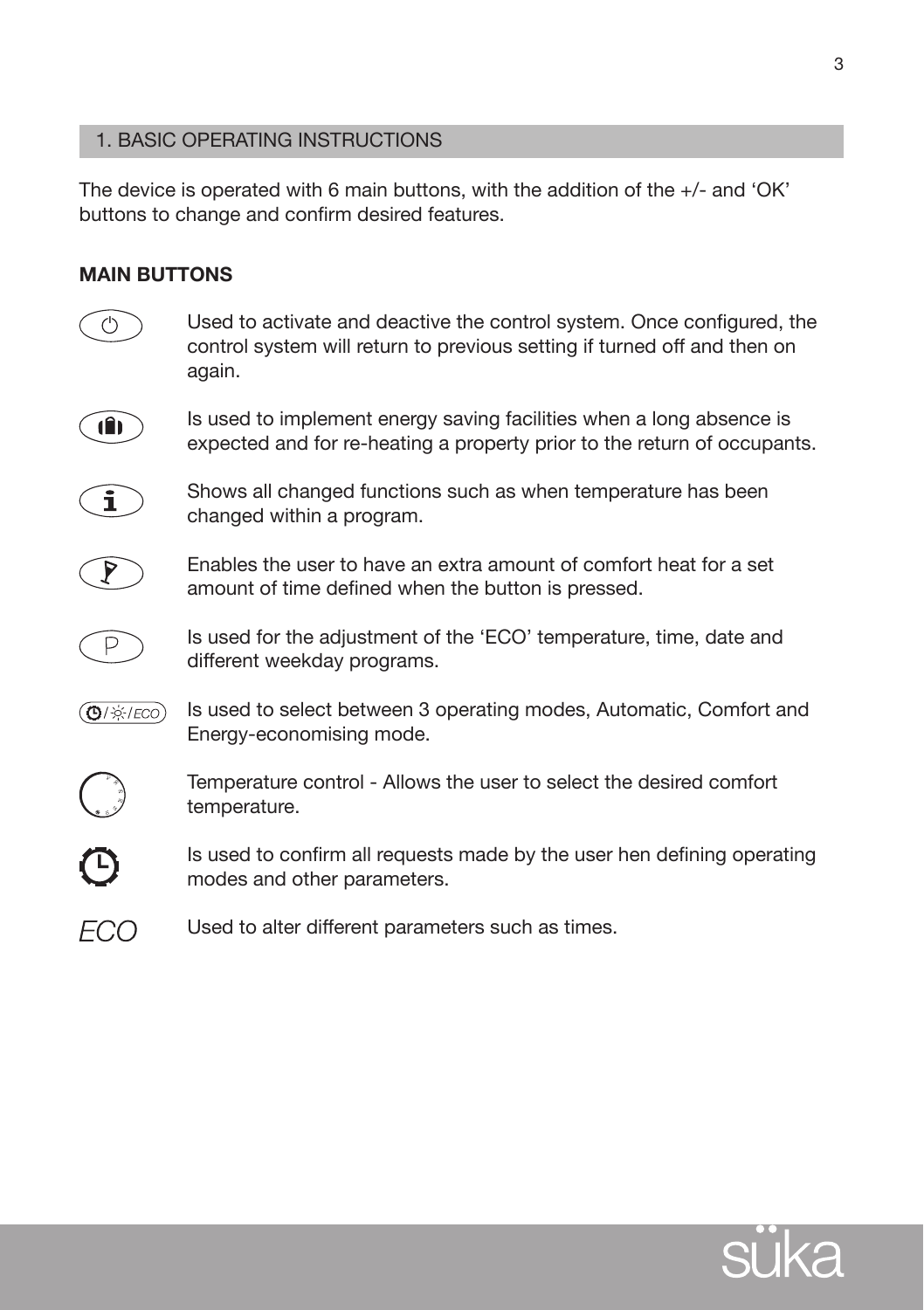## 1. BASIC OPERATING INSTRUCTIONS

The device is operated with 6 main buttons, with the addition of the +/- and 'OK' buttons to change and confirm desired features.

**MAIN BUTTONS**

Used to activate and deactive the control system. Once configured, the control system will return to previous setting if turned off and then on again.

Is used to implement energy saving facilities when a long absence is expected and for re-heating a property prior to the return of occupants.

Shows all changed functions such as when temperature has been changed within a program.

Enables the user to have an extra amount of comfort heat for a set amount of time defined when the button is pressed.

P — Is used for the adjustment of the 'ECO' temperature, time, date and different weekday programs.

/ ☼ / ECO — Is used to select between 3 operating modes, Automatic, Comfort and Energy-economising mode.

Temperature control - Allows the user to select the desired comfort temperature.

Is used to confirm all requests made by the user hen defining operating modes and other parameters.

ECO — Used to alter different parameters such as times.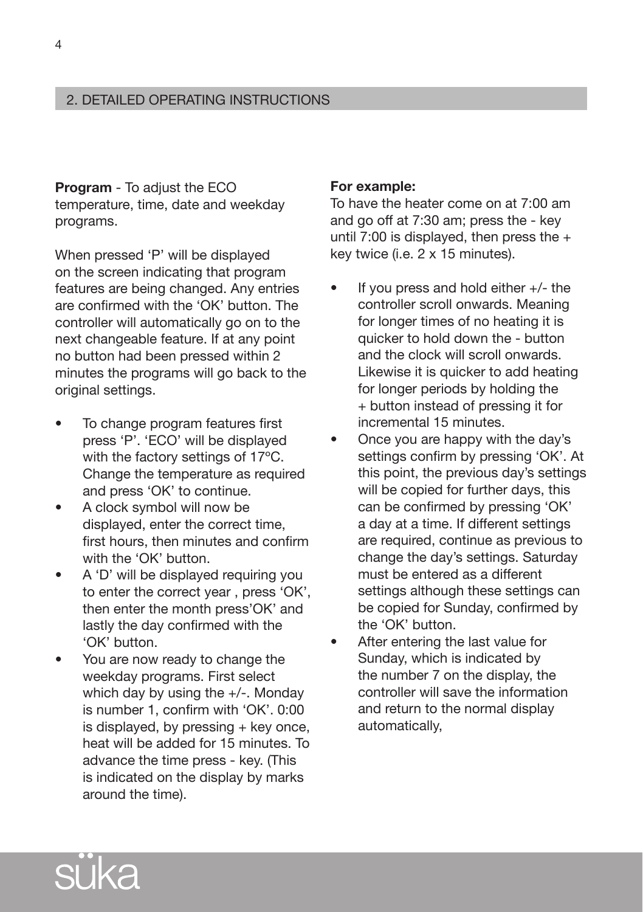## 2. DETAILED OPERATING INSTRUCTIONS

**Program** - To adjust the ECO temperature, time, date and weekday programs.

When pressed 'P' will be displayed on the screen indicating that program features are being changed. Any entries are confirmed with the 'OK' button. The controller will automatically go on to the next changeable feature. If at any point no button had been pressed within 2 minutes the programs will go back to the original settings.

- To change program features first press 'P'. 'ECO' will be displayed with the factory settings of 17ºC. Change the temperature as required and press 'OK' to continue.
- A clock symbol will now be displayed, enter the correct time, first hours, then minutes and confirm with the 'OK' button.
- A 'D' will be displayed requiring you to enter the correct year , press 'OK', then enter the month press'OK' and lastly the day confirmed with the 'OK' button.
- You are now ready to change the weekday programs. First select which day by using the +/-. Monday is number 1, confirm with 'OK'. 0:00 is displayed, by pressing + key once, heat will be added for 15 minutes. To advance the time press - key. (This is indicated on the display by marks around the time).

**For example:**
To have the heater come on at 7:00 am and go off at 7:30 am; press the - key until 7:00 is displayed, then press the + key twice (i.e. 2 x 15 minutes).

- If you press and hold either +/- the controller scroll onwards. Meaning for longer times of no heating it is quicker to hold down the - button and the clock will scroll onwards. Likewise it is quicker to add heating for longer periods by holding the + button instead of pressing it for incremental 15 minutes.
- Once you are happy with the day's settings confirm by pressing 'OK'. At this point, the previous day's settings will be copied for further days, this can be confirmed by pressing 'OK' a day at a time. If different settings are required, continue as previous to change the day's settings. Saturday must be entered as a different settings although these settings can be copied for Sunday, confirmed by the 'OK' button.
- After entering the last value for Sunday, which is indicated by the number 7 on the display, the controller will save the information and return to the normal display automatically,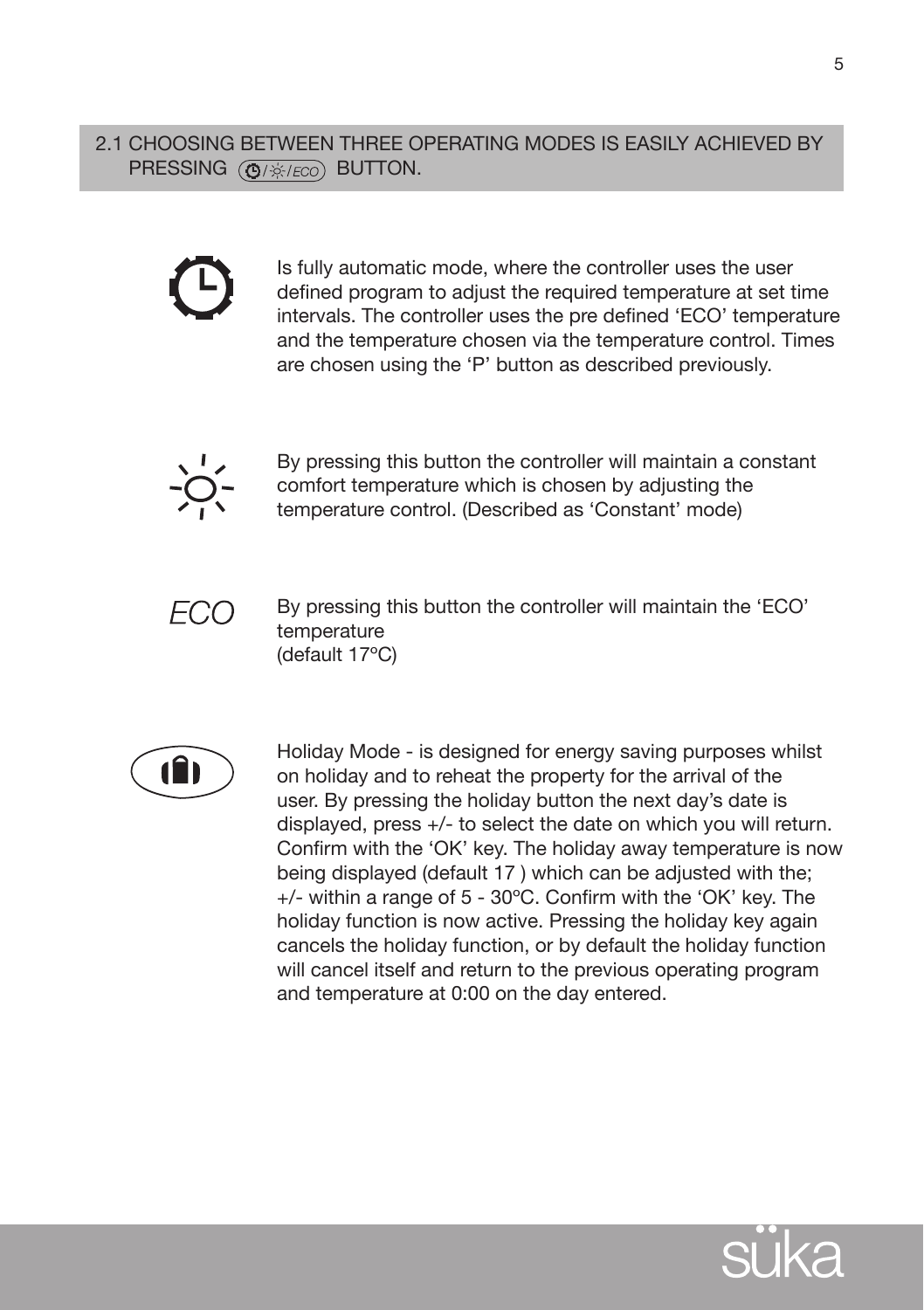## 2.1 CHOOSING BETWEEN THREE OPERATING MODES IS EASILY ACHIEVED BY PRESSING (⏲/☼/ECO) BUTTON.

Is fully automatic mode, where the controller uses the user defined program to adjust the required temperature at set time intervals. The controller uses the pre defined 'ECO' temperature and the temperature chosen via the temperature control. Times are chosen using the 'P' button as described previously.

By pressing this button the controller will maintain a constant comfort temperature which is chosen by adjusting the temperature control. (Described as 'Constant' mode)

*ECO* By pressing this button the controller will maintain the 'ECO' temperature
(default 17ºC)

Holiday Mode - is designed for energy saving purposes whilst on holiday and to reheat the property for the arrival of the user. By pressing the holiday button the next day's date is displayed, press +/- to select the date on which you will return. Confirm with the 'OK' key. The holiday away temperature is now being displayed (default 17 ) which can be adjusted with the; +/- within a range of 5 - 30ºC. Confirm with the 'OK' key. The holiday function is now active. Pressing the holiday key again cancels the holiday function, or by default the holiday function will cancel itself and return to the previous operating program and temperature at 0:00 on the day entered.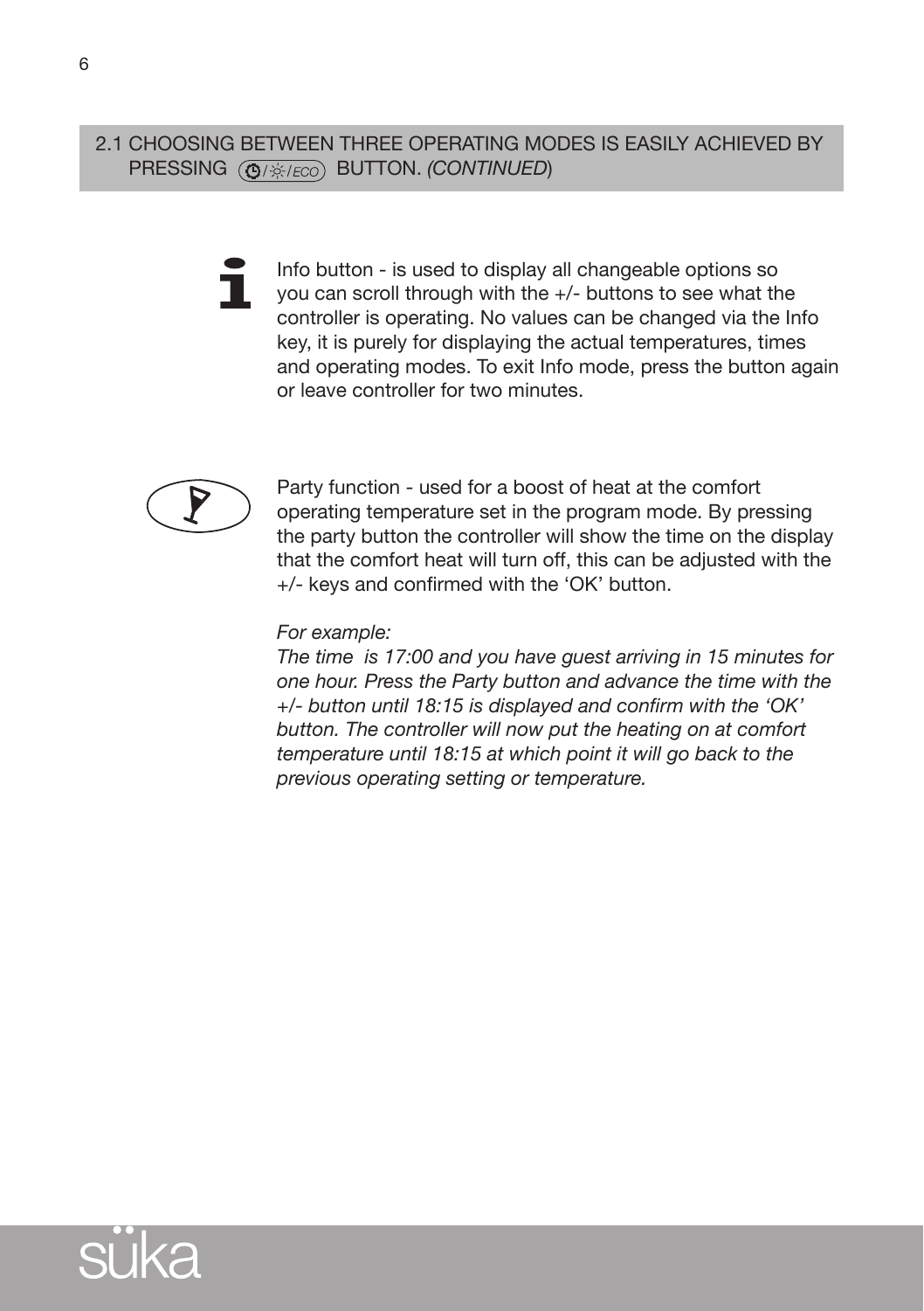## 2.1 CHOOSING BETWEEN THREE OPERATING MODES IS EASILY ACHIEVED BY PRESSING (⏲/☼/ECO) BUTTON. *(CONTINUED)*

Info button - is used to display all changeable options so you can scroll through with the +/- buttons to see what the controller is operating. No values can be changed via the Info key, it is purely for displaying the actual temperatures, times and operating modes. To exit Info mode, press the button again or leave controller for two minutes.

Party function - used for a boost of heat at the comfort operating temperature set in the program mode. By pressing the party button the controller will show the time on the display that the comfort heat will turn off, this can be adjusted with the +/- keys and confirmed with the 'OK' button.

*For example:*
*The time is 17:00 and you have guest arriving in 15 minutes for one hour. Press the Party button and advance the time with the +/- button until 18:15 is displayed and confirm with the 'OK' button. The controller will now put the heating on at comfort temperature until 18:15 at which point it will go back to the previous operating setting or temperature.*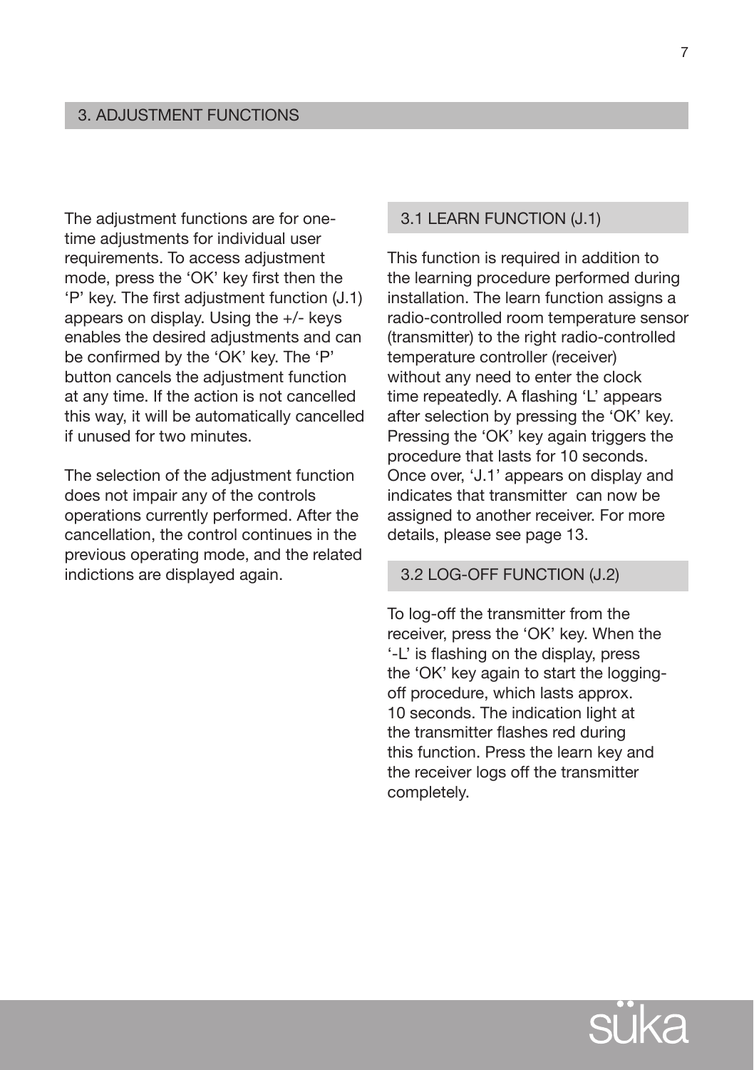## 3. ADJUSTMENT FUNCTIONS

The adjustment functions are for one-time adjustments for individual user requirements. To access adjustment mode, press the 'OK' key first then the 'P' key. The first adjustment function (J.1) appears on display. Using the +/- keys enables the desired adjustments and can be confirmed by the 'OK' key. The 'P' button cancels the adjustment function at any time. If the action is not cancelled this way, it will be automatically cancelled if unused for two minutes.

The selection of the adjustment function does not impair any of the controls operations currently performed. After the cancellation, the control continues in the previous operating mode, and the related indictions are displayed again.

### 3.1 LEARN FUNCTION (J.1)

This function is required in addition to the learning procedure performed during installation. The learn function assigns a radio-controlled room temperature sensor (transmitter) to the right radio-controlled temperature controller (receiver) without any need to enter the clock time repeatedly. A flashing 'L' appears after selection by pressing the 'OK' key. Pressing the 'OK' key again triggers the procedure that lasts for 10 seconds. Once over, 'J.1' appears on display and indicates that transmitter  can now be assigned to another receiver. For more details, please see page 13.

### 3.2 LOG-OFF FUNCTION (J.2)

To log-off the transmitter from the receiver, press the 'OK' key. When the '-L' is flashing on the display, press the 'OK' key again to start the logging-off procedure, which lasts approx. 10 seconds. The indication light at the transmitter flashes red during this function. Press the learn key and the receiver logs off the transmitter completely.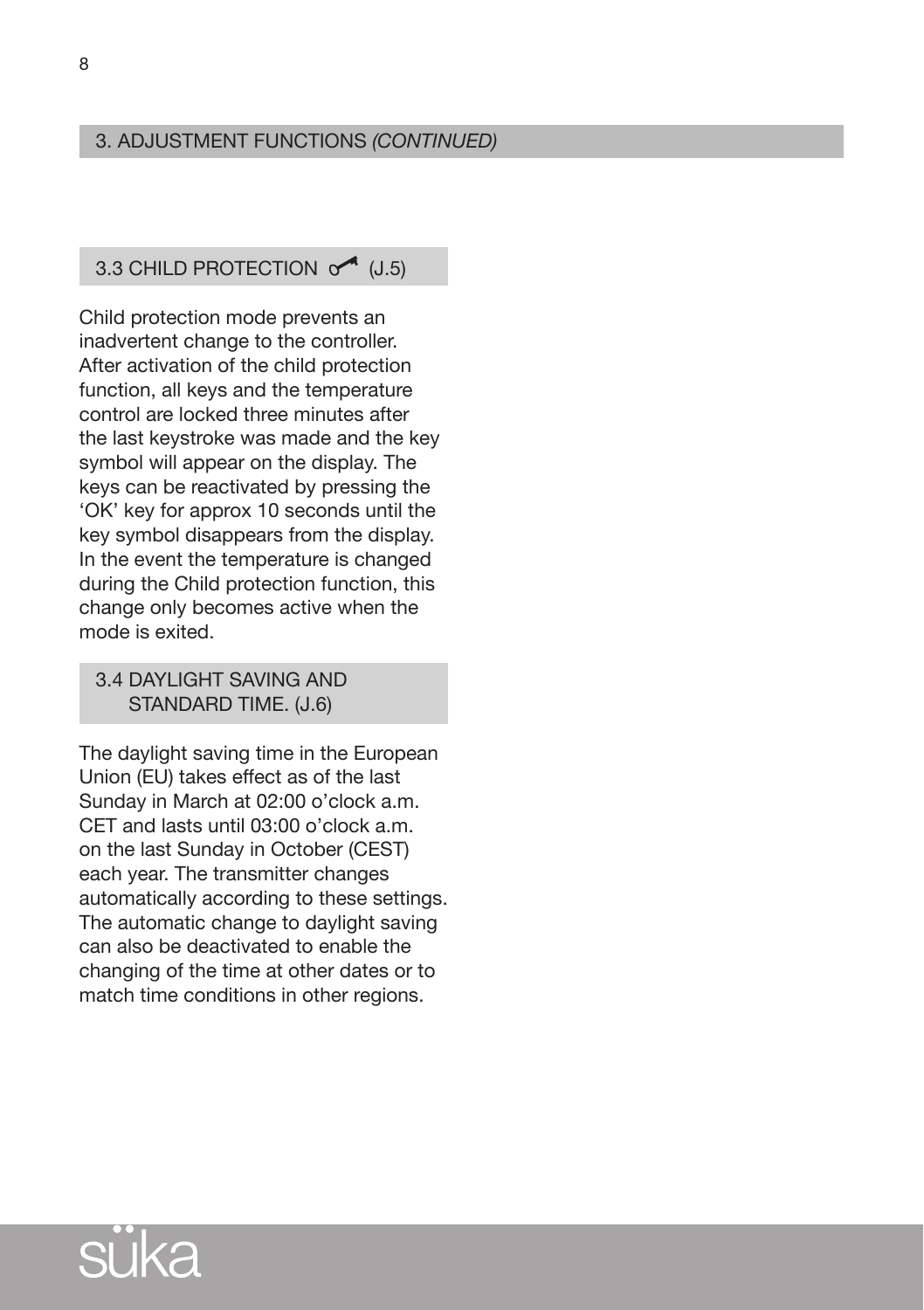## 3. ADJUSTMENT FUNCTIONS *(CONTINUED)*

### 3.3 CHILD PROTECTION (J.5)

Child protection mode prevents an inadvertent change to the controller. After activation of the child protection function, all keys and the temperature control are locked three minutes after the last keystroke was made and the key symbol will appear on the display. The keys can be reactivated by pressing the 'OK' key for approx 10 seconds until the key symbol disappears from the display. In the event the temperature is changed during the Child protection function, this change only becomes active when the mode is exited.

### 3.4 DAYLIGHT SAVING AND STANDARD TIME. (J.6)

The daylight saving time in the European Union (EU) takes effect as of the last Sunday in March at 02:00 o'clock a.m. CET and lasts until 03:00 o'clock a.m. on the last Sunday in October (CEST) each year. The transmitter changes automatically according to these settings. The automatic change to daylight saving can also be deactivated to enable the changing of the time at other dates or to match time conditions in other regions.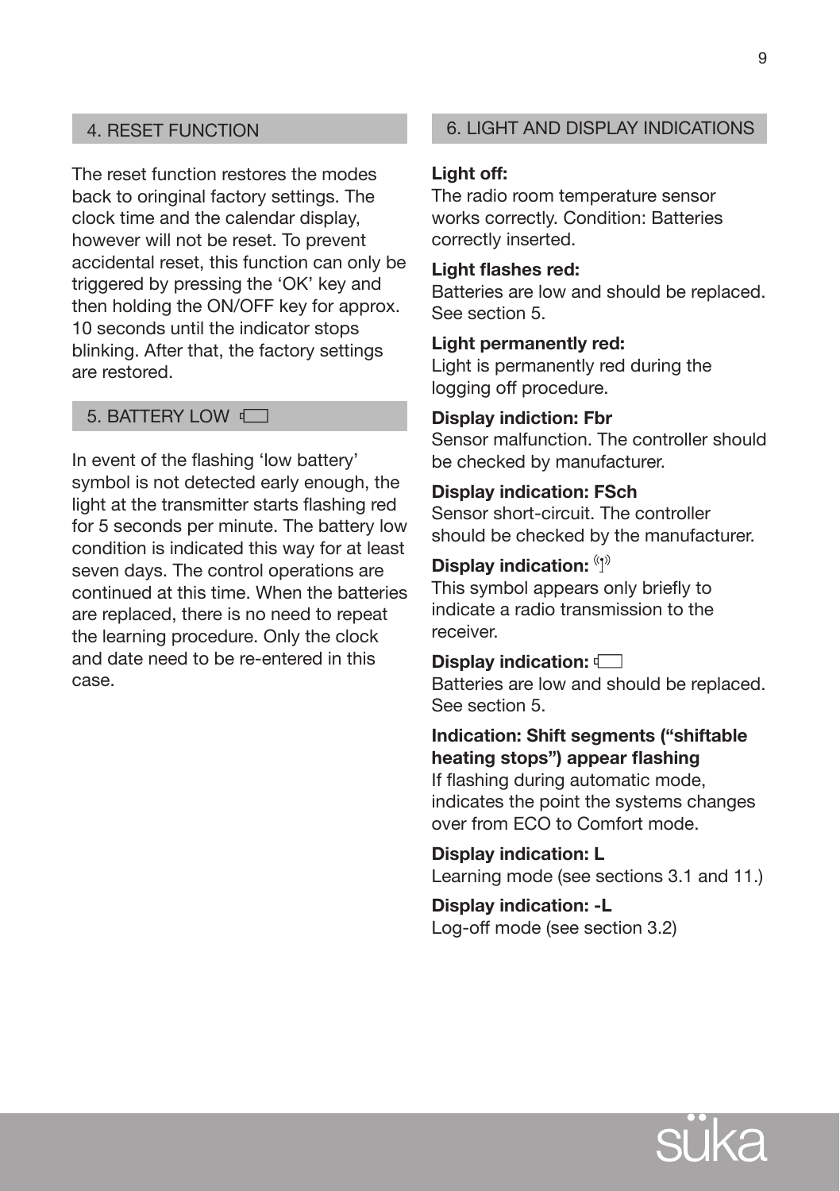## 4. RESET FUNCTION

The reset function restores the modes back to oringinal factory settings. The clock time and the calendar display, however will not be reset. To prevent accidental reset, this function can only be triggered by pressing the 'OK' key and then holding the ON/OFF key for approx. 10 seconds until the indicator stops blinking. After that, the factory settings are restored.

## 5. BATTERY LOW

In event of the flashing 'low battery' symbol is not detected early enough, the light at the transmitter starts flashing red for 5 seconds per minute. The battery low condition is indicated this way for at least seven days. The control operations are continued at this time. When the batteries are replaced, there is no need to repeat the learning procedure. Only the clock and date need to be re-entered in this case.

## 6. LIGHT AND DISPLAY INDICATIONS

**Light off:**
The radio room temperature sensor works correctly. Condition: Batteries correctly inserted.

**Light flashes red:**
Batteries are low and should be replaced. See section 5.

**Light permanently red:**
Light is permanently red during the logging off procedure.

**Display indiction: Fbr**
Sensor malfunction. The controller should be checked by manufacturer.

**Display indication: FSch**
Sensor short-circuit. The controller should be checked by the manufacturer.

**Display indication:**
This symbol appears only briefly to indicate a radio transmission to the receiver.

**Display indication:**
Batteries are low and should be replaced. See section 5.

**Indication: Shift segments ("shiftable heating stops") appear flashing**
If flashing during automatic mode, indicates the point the systems changes over from ECO to Comfort mode.

**Display indication: L**
Learning mode (see sections 3.1 and 11.)

**Display indication: -L**
Log-off mode (see section 3.2)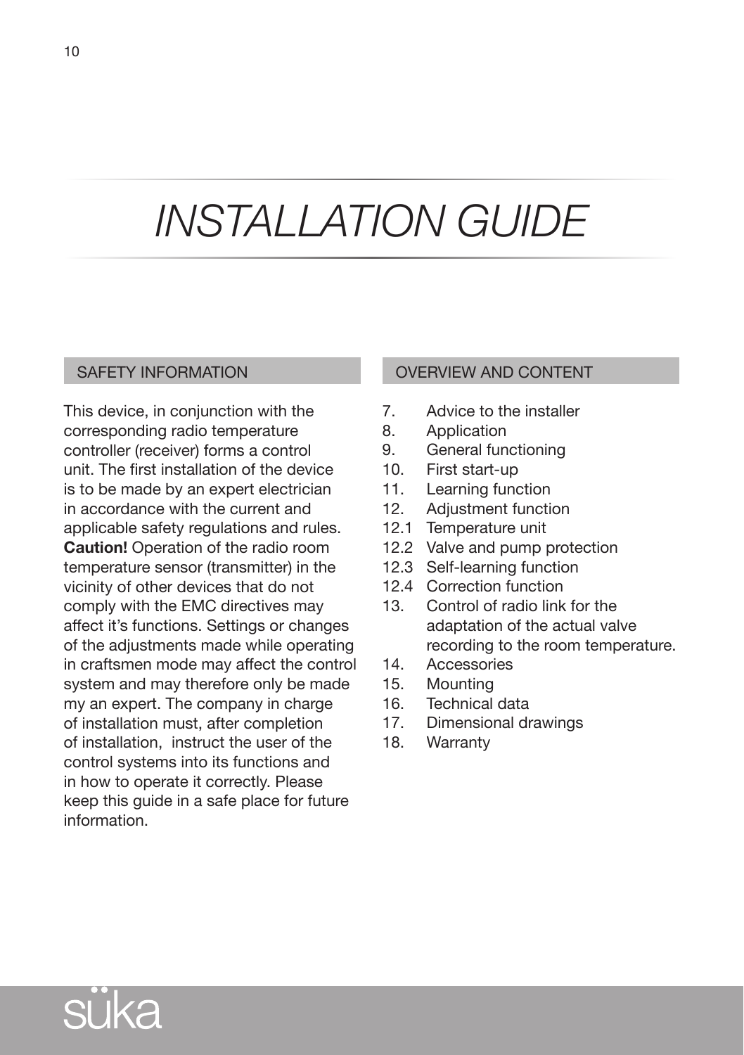# *INSTALLATION GUIDE*

## SAFETY INFORMATION

This device, in conjunction with the corresponding radio temperature controller (receiver) forms a control unit. The first installation of the device is to be made by an expert electrician in accordance with the current and applicable safety regulations and rules. **Caution!** Operation of the radio room temperature sensor (transmitter) in the vicinity of other devices that do not comply with the EMC directives may affect it's functions. Settings or changes of the adjustments made while operating in craftsmen mode may affect the control system and may therefore only be made my an expert. The company in charge of installation must, after completion of installation, instruct the user of the control systems into its functions and in how to operate it correctly. Please keep this guide in a safe place for future information.

## OVERVIEW AND CONTENT

7. Advice to the installer
8. Application
9. General functioning
10. First start-up
11. Learning function
12. Adjustment function
12.1 Temperature unit
12.2 Valve and pump protection
12.3 Self-learning function
12.4 Correction function
13. Control of radio link for the adaptation of the actual valve recording to the room temperature.
14. Accessories
15. Mounting
16. Technical data
17. Dimensional drawings
18. Warranty

süka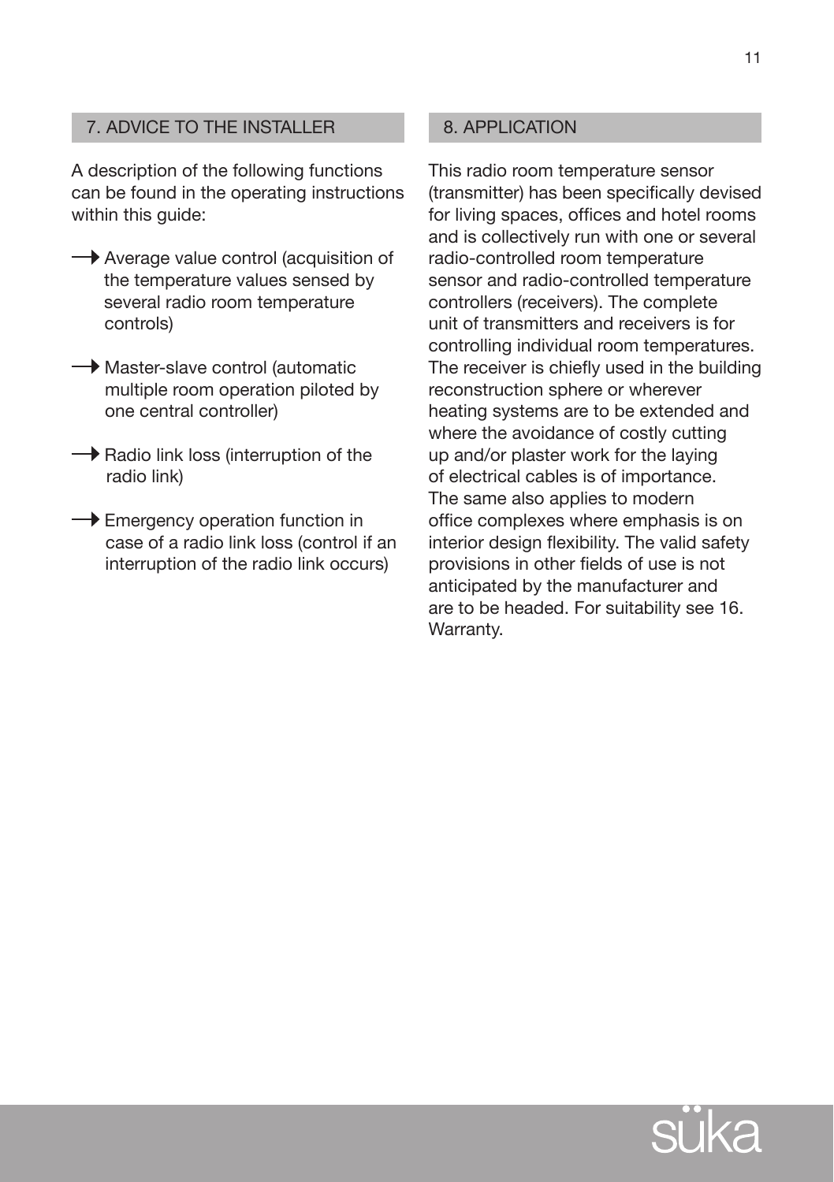## 7. ADVICE TO THE INSTALLER

A description of the following functions can be found in the operating instructions within this guide:

- → Average value control (acquisition of the temperature values sensed by several radio room temperature controls)
- → Master-slave control (automatic multiple room operation piloted by one central controller)
- → Radio link loss (interruption of the radio link)
- → Emergency operation function in case of a radio link loss (control if an interruption of the radio link occurs)

## 8. APPLICATION

This radio room temperature sensor (transmitter) has been specifically devised for living spaces, offices and hotel rooms and is collectively run with one or several radio-controlled room temperature sensor and radio-controlled temperature controllers (receivers). The complete unit of transmitters and receivers is for controlling individual room temperatures. The receiver is chiefly used in the building reconstruction sphere or wherever heating systems are to be extended and where the avoidance of costly cutting up and/or plaster work for the laying of electrical cables is of importance. The same also applies to modern office complexes where emphasis is on interior design flexibility. The valid safety provisions in other fields of use is not anticipated by the manufacturer and are to be headed. For suitability see 16. Warranty.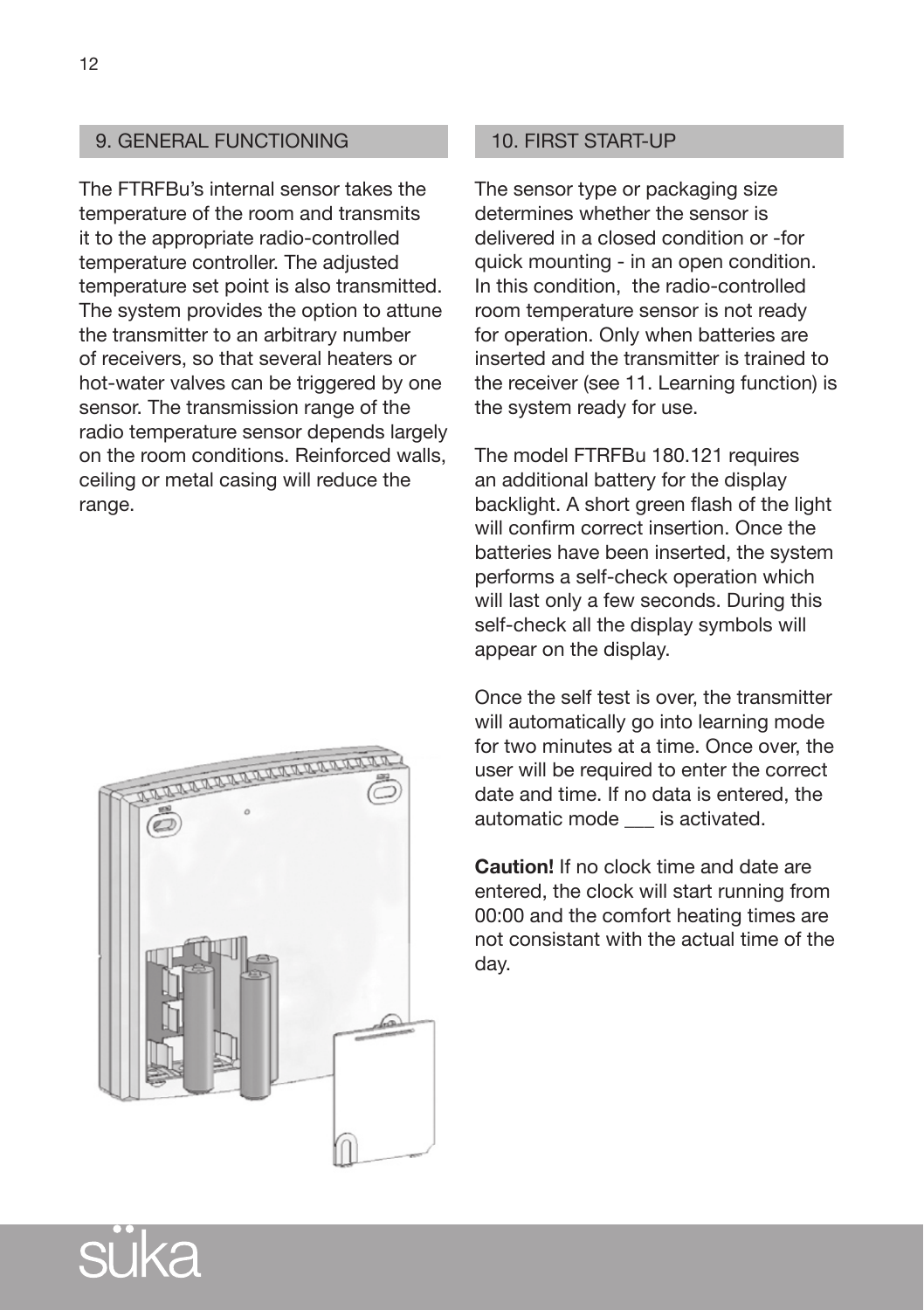## 9. GENERAL FUNCTIONING

The FTRFBu's internal sensor takes the temperature of the room and transmits it to the appropriate radio-controlled temperature controller. The adjusted temperature set point is also transmitted. The system provides the option to attune the transmitter to an arbitrary number of receivers, so that several heaters or hot-water valves can be triggered by one sensor. The transmission range of the radio temperature sensor depends largely on the room conditions. Reinforced walls, ceiling or metal casing will reduce the range.

## 10. FIRST START-UP

The sensor type or packaging size determines whether the sensor is delivered in a closed condition or -for quick mounting - in an open condition. In this condition, the radio-controlled room temperature sensor is not ready for operation. Only when batteries are inserted and the transmitter is trained to the receiver (see 11. Learning function) is the system ready for use.

The model FTRFBu 180.121 requires an additional battery for the display backlight. A short green flash of the light will confirm correct insertion. Once the batteries have been inserted, the system performs a self-check operation which will last only a few seconds. During this self-check all the display symbols will appear on the display.

Once the self test is over, the transmitter will automatically go into learning mode for two minutes at a time. Once over, the user will be required to enter the correct date and time. If no data is entered, the automatic mode ___ is activated.

**Caution!** If no clock time and date are entered, the clock will start running from 00:00 and the comfort heating times are not consistant with the actual time of the day.

süka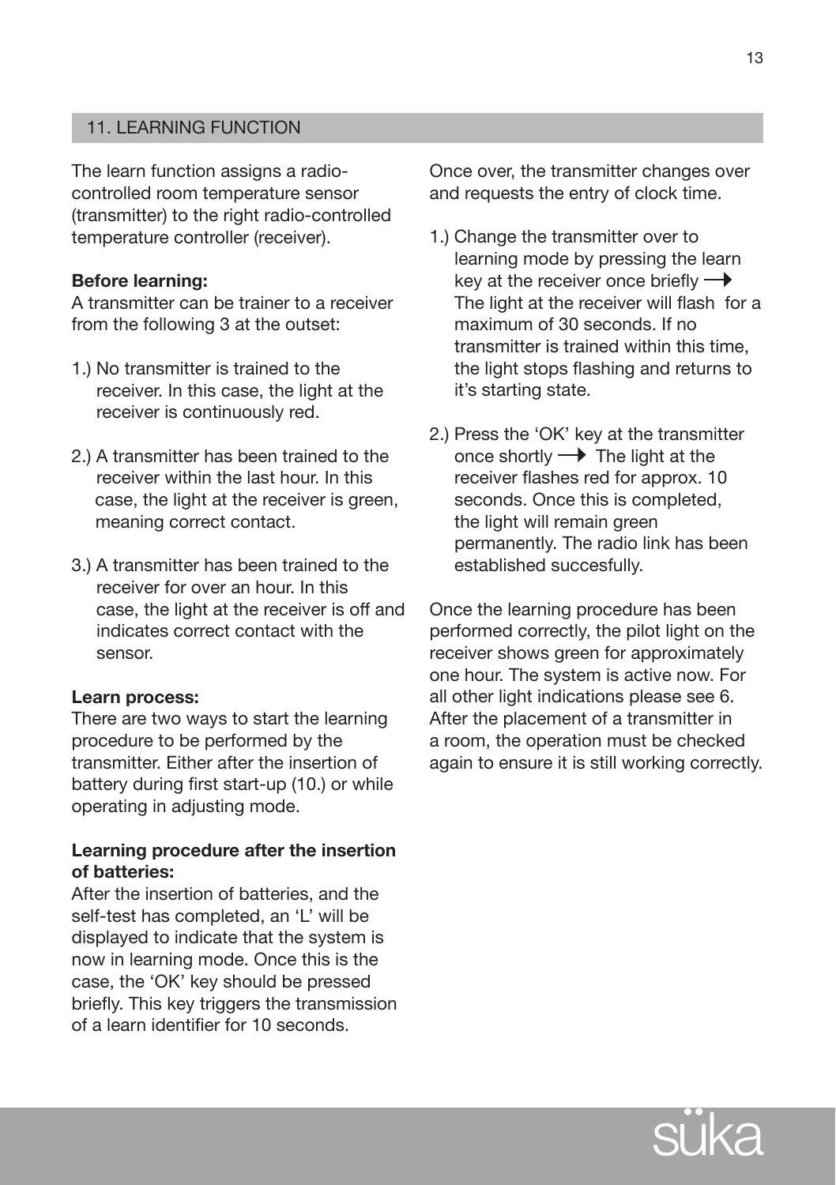## 11. LEARNING FUNCTION

The learn function assigns a radio-controlled room temperature sensor (transmitter) to the right radio-controlled temperature controller (receiver).

**Before learning:**
A transmitter can be trainer to a receiver from the following 3 at the outset:

1.) No transmitter is trained to the receiver. In this case, the light at the receiver is continuously red.

2.) A transmitter has been trained to the receiver within the last hour. In this case, the light at the receiver is green, meaning correct contact.

3.) A transmitter has been trained to the receiver for over an hour. In this case, the light at the receiver is off and indicates correct contact with the sensor.

**Learn process:**
There are two ways to start the learning procedure to be performed by the transmitter. Either after the insertion of battery during first start-up (10.) or while operating in adjusting mode.

**Learning procedure after the insertion of batteries:**
After the insertion of batteries, and the self-test has completed, an 'L' will be displayed to indicate that the system is now in learning mode. Once this is the case, the 'OK' key should be pressed briefly. This key triggers the transmission of a learn identifier for 10 seconds.

Once over, the transmitter changes over and requests the entry of clock time.

1.) Change the transmitter over to learning mode by pressing the learn key at the receiver once briefly → The light at the receiver will flash for a maximum of 30 seconds. If no transmitter is trained within this time, the light stops flashing and returns to it's starting state.

2.) Press the 'OK' key at the transmitter once shortly → The light at the receiver flashes red for approx. 10 seconds. Once this is completed, the light will remain green permanently. The radio link has been established succesfully.

Once the learning procedure has been performed correctly, the pilot light on the receiver shows green for approximately one hour. The system is active now. For all other light indications please see 6. After the placement of a transmitter in a room, the operation must be checked again to ensure it is still working correctly.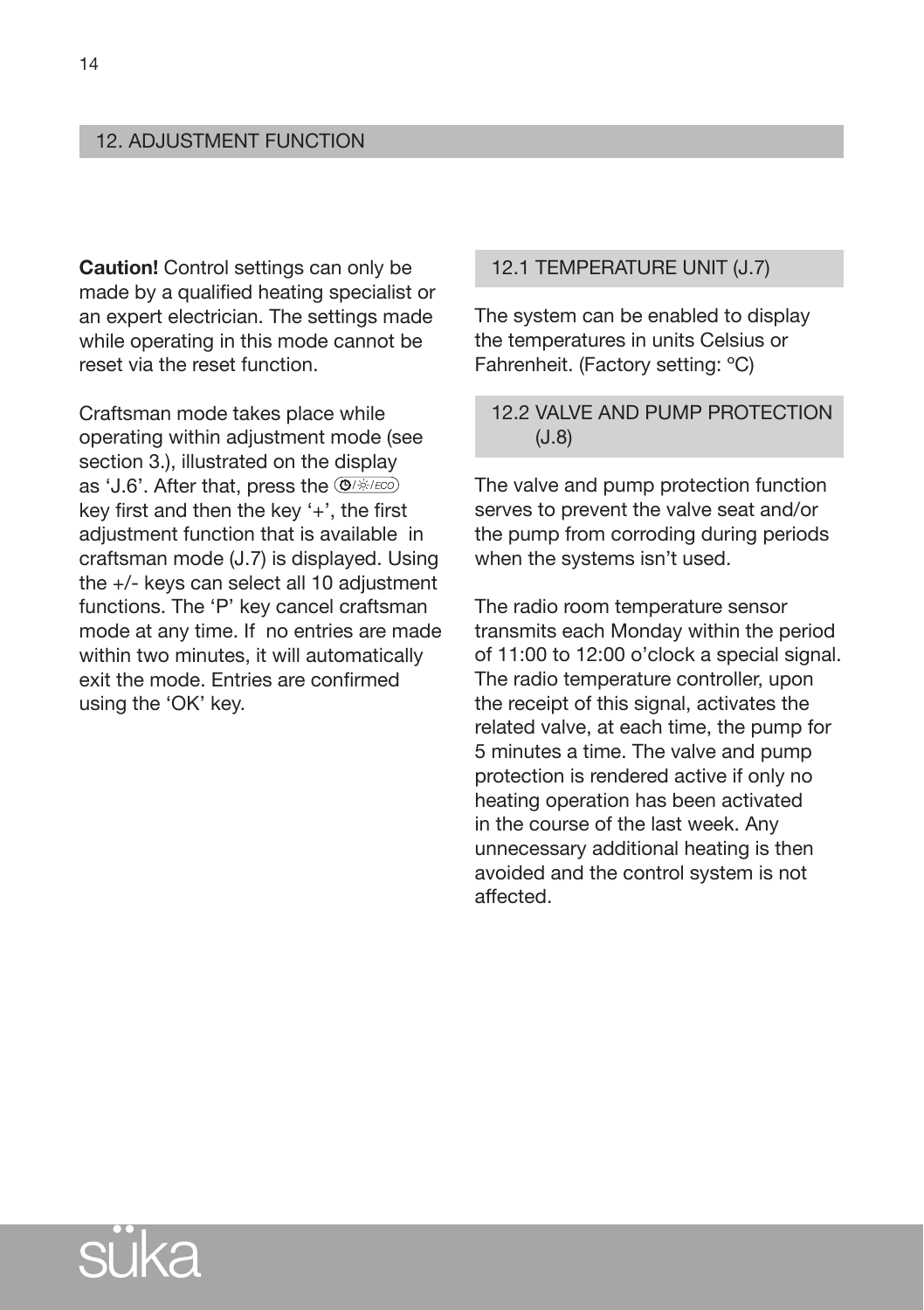## 12. ADJUSTMENT FUNCTION

**Caution!** Control settings can only be made by a qualified heating specialist or an expert electrician. The settings made while operating in this mode cannot be reset via the reset function.

Craftsman mode takes place while operating within adjustment mode (see section 3.), illustrated on the display as 'J.6'. After that, press the ⊙/☼/ECO key first and then the key '+', the first adjustment function that is available in craftsman mode (J.7) is displayed. Using the +/- keys can select all 10 adjustment functions. The 'P' key cancel craftsman mode at any time. If no entries are made within two minutes, it will automatically exit the mode. Entries are confirmed using the 'OK' key.

### 12.1 TEMPERATURE UNIT (J.7)

The system can be enabled to display the temperatures in units Celsius or Fahrenheit. (Factory setting: °C)

### 12.2 VALVE AND PUMP PROTECTION (J.8)

The valve and pump protection function serves to prevent the valve seat and/or the pump from corroding during periods when the systems isn't used.

The radio room temperature sensor transmits each Monday within the period of 11:00 to 12:00 o'clock a special signal. The radio temperature controller, upon the receipt of this signal, activates the related valve, at each time, the pump for 5 minutes a time. The valve and pump protection is rendered active if only no heating operation has been activated in the course of the last week. Any unnecessary additional heating is then avoided and the control system is not affected.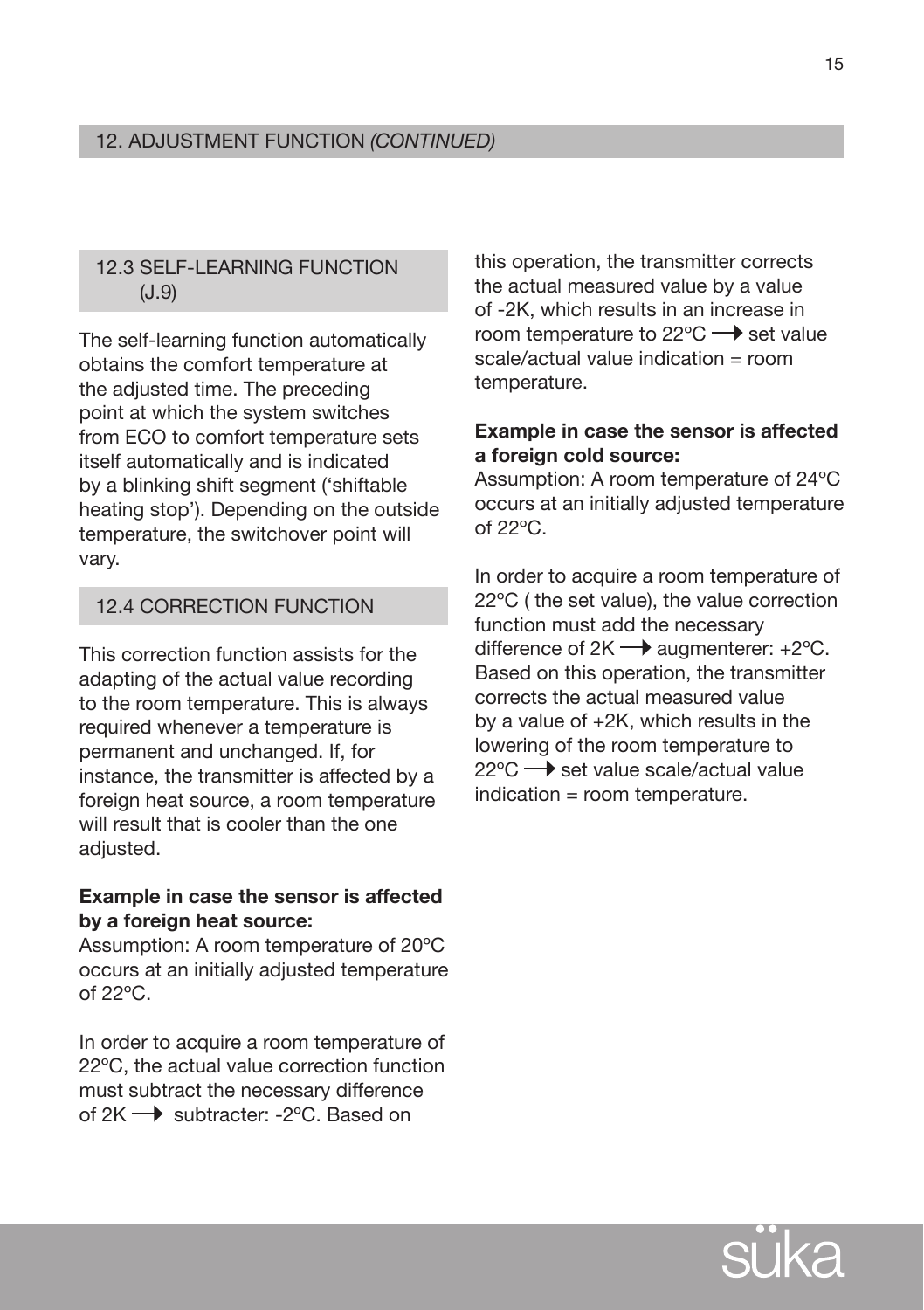## 12. ADJUSTMENT FUNCTION *(CONTINUED)*

### 12.3 SELF-LEARNING FUNCTION (J.9)

The self-learning function automatically obtains the comfort temperature at the adjusted time. The preceding point at which the system switches from ECO to comfort temperature sets itself automatically and is indicated by a blinking shift segment ('shiftable heating stop'). Depending on the outside temperature, the switchover point will vary.

### 12.4 CORRECTION FUNCTION

This correction function assists for the adapting of the actual value recording to the room temperature. This is always required whenever a temperature is permanent and unchanged. If, for instance, the transmitter is affected by a foreign heat source, a room temperature will result that is cooler than the one adjusted.

**Example in case the sensor is affected by a foreign heat source:**
Assumption: A room temperature of 20ºC occurs at an initially adjusted temperature of 22ºC.

In order to acquire a room temperature of 22ºC, the actual value correction function must subtract the necessary difference of 2K → subtracter: -2ºC. Based on this operation, the transmitter corrects the actual measured value by a value of -2K, which results in an increase in room temperature to 22ºC → set value scale/actual value indication = room temperature.

**Example in case the sensor is affected a foreign cold source:**
Assumption: A room temperature of 24ºC occurs at an initially adjusted temperature of 22ºC.

In order to acquire a room temperature of 22ºC ( the set value), the value correction function must add the necessary difference of 2K → augmenterer: +2ºC. Based on this operation, the transmitter corrects the actual measured value by a value of +2K, which results in the lowering of the room temperature to 22ºC → set value scale/actual value indication = room temperature.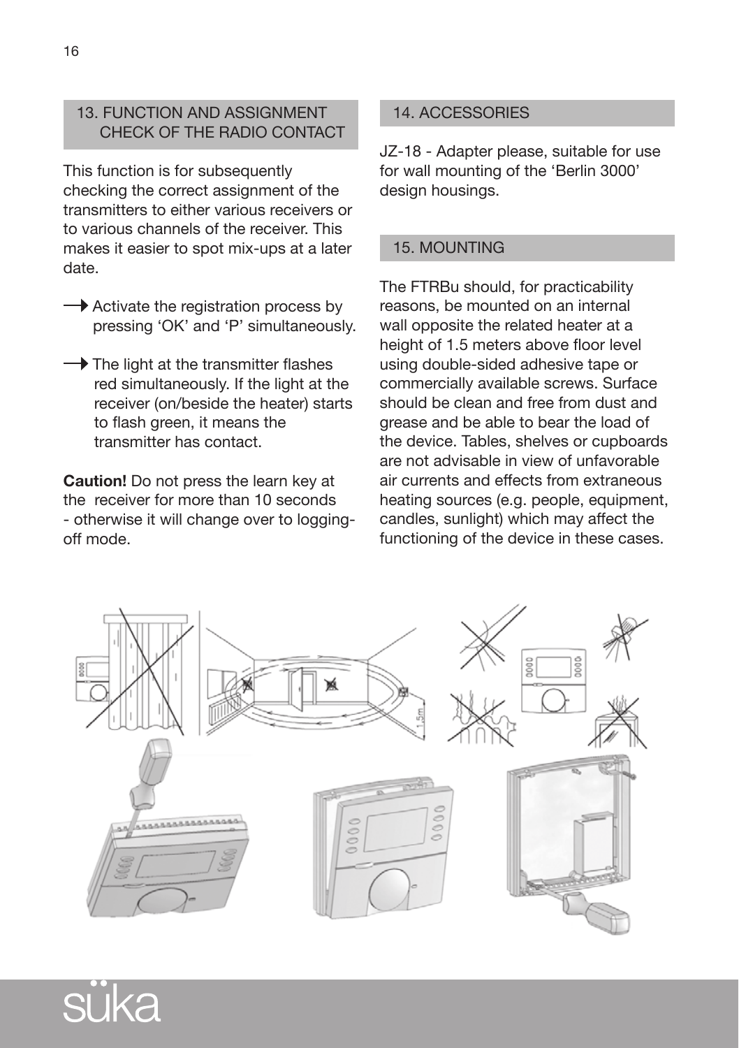## 13. FUNCTION AND ASSIGNMENT CHECK OF THE RADIO CONTACT

This function is for subsequently checking the correct assignment of the transmitters to either various receivers or to various channels of the receiver. This makes it easier to spot mix-ups at a later date.

→ Activate the registration process by pressing 'OK' and 'P' simultaneously.

→ The light at the transmitter flashes red simultaneously. If the light at the receiver (on/beside the heater) starts to flash green, it means the transmitter has contact.

**Caution!** Do not press the learn key at the receiver for more than 10 seconds - otherwise it will change over to logging-off mode.

## 14. ACCESSORIES

JZ-18 - Adapter please, suitable for use for wall mounting of the 'Berlin 3000' design housings.

## 15. MOUNTING

The FTRBu should, for practicability reasons, be mounted on an internal wall opposite the related heater at a height of 1.5 meters above floor level using double-sided adhesive tape or commercially available screws. Surface should be clean and free from dust and grease and be able to bear the load of the device. Tables, shelves or cupboards are not advisable in view of unfavorable air currents and effects from extraneous heating sources (e.g. people, equipment, candles, sunlight) which may affect the functioning of the device in these cases.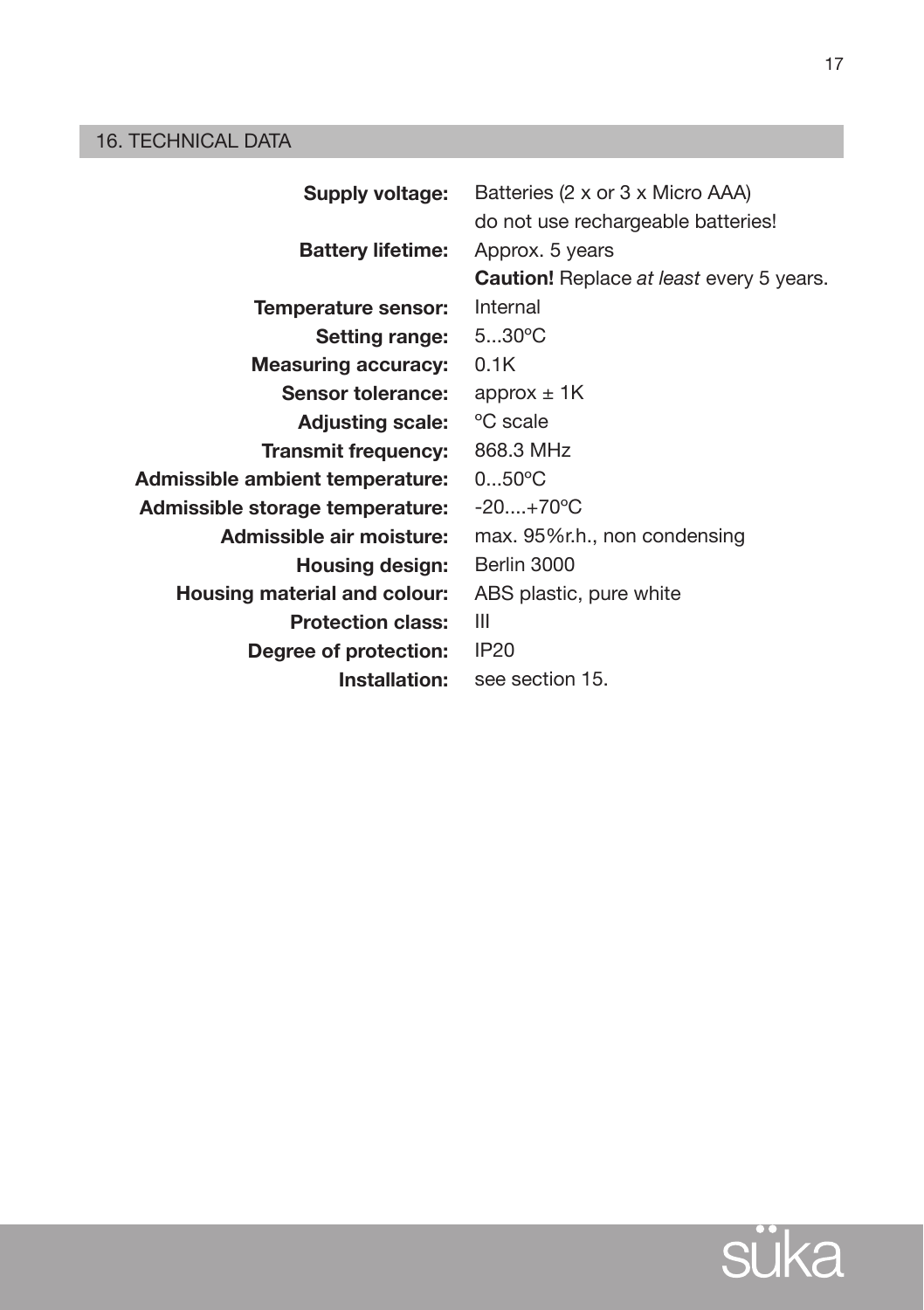## 16. TECHNICAL DATA

| | |
|---|---|
| **Supply voltage:** | Batteries (2 x or 3 x Micro AAA) do not use rechargeable batteries! |
| **Battery lifetime:** | Approx. 5 years **Caution!** Replace *at least* every 5 years. |
| **Temperature sensor:** | Internal |
| **Setting range:** | 5...30ºC |
| **Measuring accuracy:** | 0.1K |
| **Sensor tolerance:** | approx ± 1K |
| **Adjusting scale:** | ºC scale |
| **Transmit frequency:** | 868.3 MHz |
| **Admissible ambient temperature:** | 0...50ºC |
| **Admissible storage temperature:** | -20....+70ºC |
| **Admissible air moisture:** | max. 95%r.h., non condensing |
| **Housing design:** | Berlin 3000 |
| **Housing material and colour:** | ABS plastic, pure white |
| **Protection class:** | III |
| **Degree of protection:** | IP20 |
| **Installation:** | see section 15. |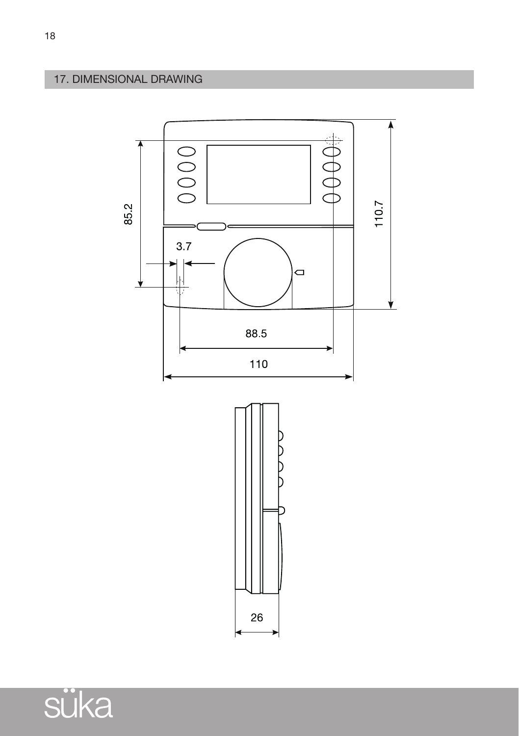## 17. DIMENSIONAL DRAWING

85.2

110.7

3.7

88.5

110

26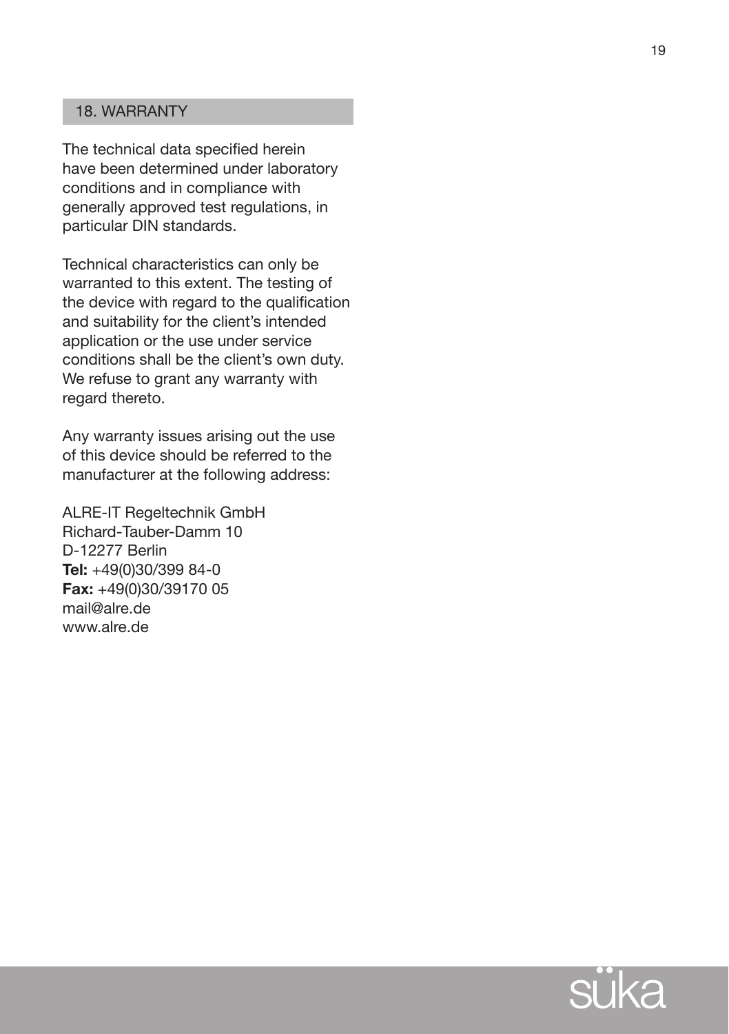## 18. WARRANTY

The technical data specified herein have been determined under laboratory conditions and in compliance with generally approved test regulations, in particular DIN standards.

Technical characteristics can only be warranted to this extent. The testing of the device with regard to the qualification and suitability for the client's intended application or the use under service conditions shall be the client's own duty. We refuse to grant any warranty with regard thereto.

Any warranty issues arising out the use of this device should be referred to the manufacturer at the following address:

ALRE-IT Regeltechnik GmbH
Richard-Tauber-Damm 10
D-12277 Berlin
**Tel:** +49(0)30/399 84-0
**Fax:** +49(0)30/39170 05
mail@alre.de
www.alre.de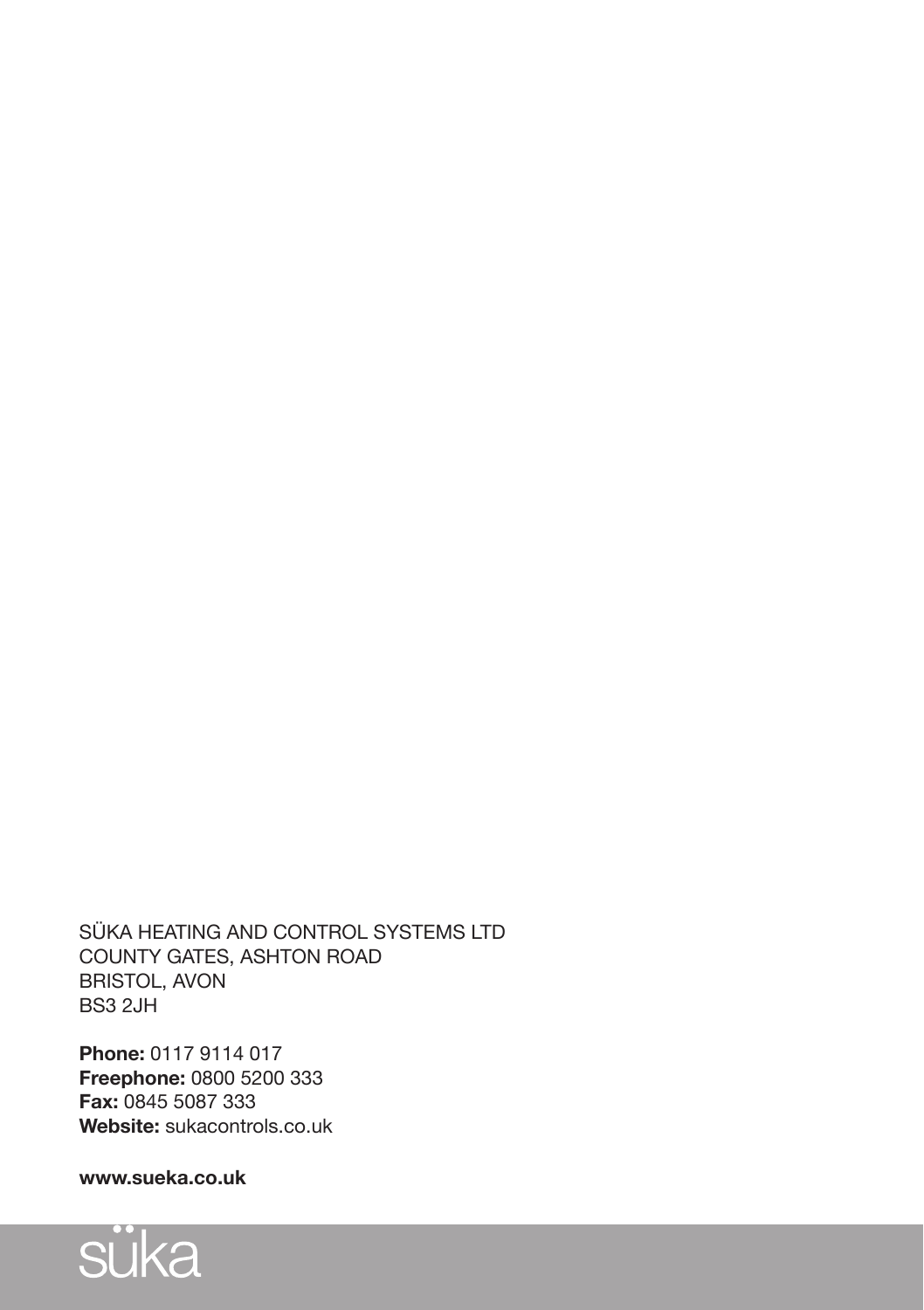SÜKA HEATING AND CONTROL SYSTEMS LTD
COUNTY GATES, ASHTON ROAD
BRISTOL, AVON
BS3 2JH

**Phone:** 0117 9114 017
**Freephone:** 0800 5200 333
**Fax:** 0845 5087 333
**Website:** sukacontrols.co.uk

**www.sueka.co.uk**

süka